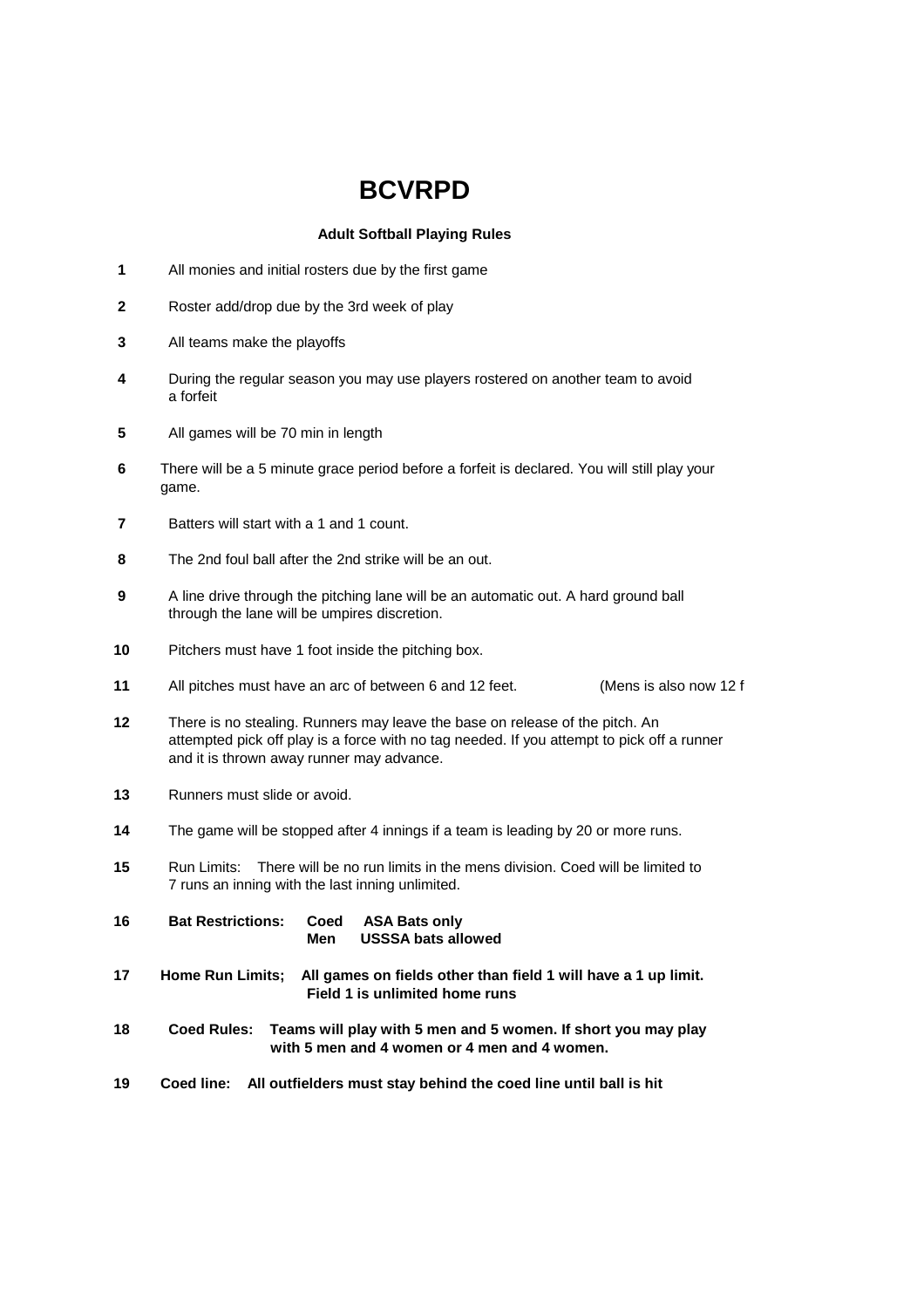# BCVRPD

### Adult Softball Playing Rules

1. All monies and initial rosters due by the first game
2. Roster add/drop due by the 3rd week of play
3. All teams make the playoffs
4. During the regular season you may use players rostered on another team to avoid a forfeit
5. All games will be 70 min in length
6. There will be a 5 minute grace period before a forfeit is declared. You will still play your game.
7. Batters will start with a 1 and 1 count.
8. The 2nd foul ball after the 2nd strike will be an out.
9. A line drive through the pitching lane will be an automatic out. A hard ground ball through the lane will be umpires discretion.
10. Pitchers must have 1 foot inside the pitching box.
11. All pitches must have an arc of between 6 and 12 feet. (Mens is also now 12 f
12. There is no stealing. Runners may leave the base on release of the pitch. An attempted pick off play is a force with no tag needed. If you attempt to pick off a runner and it is thrown away runner may advance.
13. Runners must slide or avoid.
14. The game will be stopped after 4 innings if a team is leading by 20 or more runs.
15. Run Limits: There will be no run limits in the mens division. Coed will be limited to 7 runs an inning with the last inning unlimited.
16. **Bat Restrictions: Coed ASA Bats only**
    **Men USSSA bats allowed**
17. **Home Run Limits; All games on fields other than field 1 will have a 1 up limit. Field 1 is unlimited home runs**
18. **Coed Rules: Teams will play with 5 men and 5 women. If short you may play with 5 men and 4 women or 4 men and 4 women.**
19. **Coed line: All outfielders must stay behind the coed line until ball is hit**